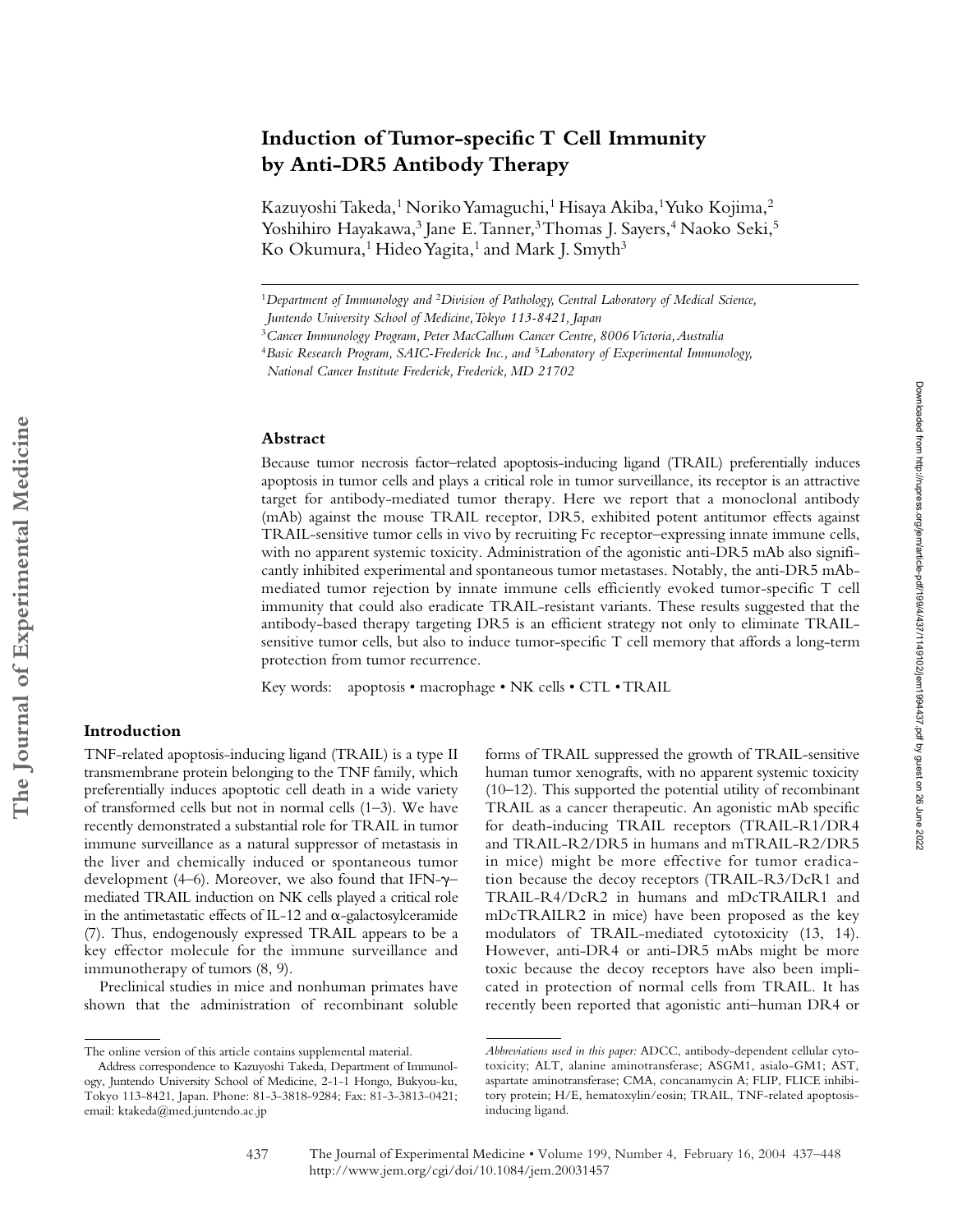# Induction of Tumor-specific T Cell Immunity by Anti-DR5 Antibody Therapy

Kazuyoshi Takeda,[1] Noriko Yamaguchi,[1] Hisaya Akiba,[1] Yuko Kojima,[2] Yoshihiro Hayakawa,[3] Jane E. Tanner,[3] Thomas J. Sayers,[4] Naoko Seki,[5] Ko Okumura,[1] Hideo Yagita,[1] and Mark J. Smyth[3]

[1]*Department of Immunology and* [2]*Division of Pathology, Central Laboratory of Medical Science, Juntendo University School of Medicine, Tokyo 113-8421, Japan*

[3]*Cancer Immunology Program, Peter MacCallum Cancer Centre, 8006 Victoria, Australia*

[4]*Basic Research Program, SAIC-Frederick Inc., and* [5]*Laboratory of Experimental Immunology, National Cancer Institute Frederick, Frederick, MD 21702*

## Abstract

Because tumor necrosis factor–related apoptosis-inducing ligand (TRAIL) preferentially induces apoptosis in tumor cells and plays a critical role in tumor surveillance, its receptor is an attractive target for antibody-mediated tumor therapy. Here we report that a monoclonal antibody (mAb) against the mouse TRAIL receptor, DR5, exhibited potent antitumor effects against TRAIL-sensitive tumor cells in vivo by recruiting Fc receptor–expressing innate immune cells, with no apparent systemic toxicity. Administration of the agonistic anti-DR5 mAb also significantly inhibited experimental and spontaneous tumor metastases. Notably, the anti-DR5 mAb-mediated tumor rejection by innate immune cells efficiently evoked tumor-specific T cell immunity that could also eradicate TRAIL-resistant variants. These results suggested that the antibody-based therapy targeting DR5 is an efficient strategy not only to eliminate TRAIL-sensitive tumor cells, but also to induce tumor-specific T cell memory that affords a long-term protection from tumor recurrence.

Key words: apoptosis • macrophage • NK cells • CTL • TRAIL

## Introduction

TNF-related apoptosis-inducing ligand (TRAIL) is a type II transmembrane protein belonging to the TNF family, which preferentially induces apoptotic cell death in a wide variety of transformed cells but not in normal cells (1–3). We have recently demonstrated a substantial role for TRAIL in tumor immune surveillance as a natural suppressor of metastasis in the liver and chemically induced or spontaneous tumor development (4–6). Moreover, we also found that IFN-γ–mediated TRAIL induction on NK cells played a critical role in the antimetastatic effects of IL-12 and α-galactosylceramide (7). Thus, endogenously expressed TRAIL appears to be a key effector molecule for the immune surveillance and immunotherapy of tumors (8, 9).

Preclinical studies in mice and nonhuman primates have shown that the administration of recombinant soluble forms of TRAIL suppressed the growth of TRAIL-sensitive human tumor xenografts, with no apparent systemic toxicity (10–12). This supported the potential utility of recombinant TRAIL as a cancer therapeutic. An agonistic mAb specific for death-inducing TRAIL receptors (TRAIL-R1/DR4 and TRAIL-R2/DR5 in humans and mTRAIL-R2/DR5 in mice) might be more effective for tumor eradication because the decoy receptors (TRAIL-R3/DcR1 and TRAIL-R4/DcR2 in humans and mDcTRAILR1 and mDcTRAILR2 in mice) have been proposed as the key modulators of TRAIL-mediated cytotoxicity (13, 14). However, anti-DR4 or anti-DR5 mAbs might be more toxic because the decoy receptors have also been implicated in protection of normal cells from TRAIL. It has recently been reported that agonistic anti–human DR4 or

---

The online version of this article contains supplemental material.

Address correspondence to Kazuyoshi Takeda, Department of Immunology, Juntendo University School of Medicine, 2-1-1 Hongo, Bukyou-ku, Tokyo 113-8421, Japan. Phone: 81-3-3818-9284; Fax: 81-3-3813-0421; email: ktakeda@med.juntendo.ac.jp

*Abbreviations used in this paper:* ADCC, antibody-dependent cellular cytotoxicity; ALT, alanine aminotransferase; ASGM1, asialo-GM1; AST, aspartate aminotransferase; CMA, concanamycin A; FLIP, FLICE inhibitory protein; H/E, hematoxylin/eosin; TRAIL, TNF-related apoptosis-inducing ligand.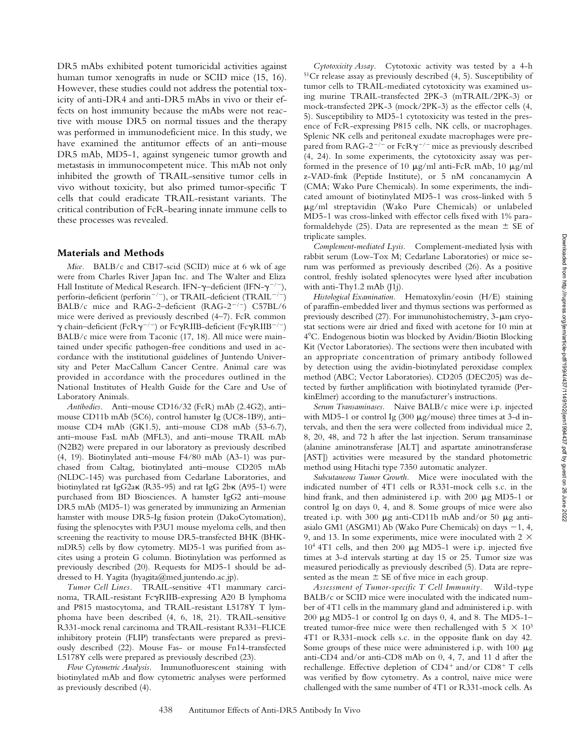DR5 mAbs exhibited potent tumoricidal activities against human tumor xenografts in nude or SCID mice (15, 16). However, these studies could not address the potential toxicity of anti-DR4 and anti-DR5 mAbs in vivo or their effects on host immunity because the mAbs were not reactive with mouse DR5 on normal tissues and the therapy was performed in immunodeficient mice. In this study, we have examined the antitumor effects of an anti–mouse DR5 mAb, MD5-1, against syngeneic tumor growth and metastasis in immunocompetent mice. This mAb not only inhibited the growth of TRAIL-sensitive tumor cells in vivo without toxicity, but also primed tumor-specific T cells that could eradicate TRAIL-resistant variants. The critical contribution of FcR-bearing innate immune cells to these processes was revealed.

## Materials and Methods

*Mice.* BALB/c and CB17-scid (SCID) mice at 6 wk of age were from Charles River Japan Inc. and The Walter and Eliza Hall Institute of Medical Research. IFN-γ–deficient (IFN-$\gamma^{-/-}$), perforin-deficient (perforin$^{-/-}$), or TRAIL-deficient (TRAIL$^{-/-}$) BALB/c mice and RAG-2–deficient (RAG-2$^{-/-}$) C57BL/6 mice were derived as previously described (4–7). FcR common γ chain–deficient (FcR$\gamma^{-/-}$) or FcγRIIB-deficient (FcγRIIB$^{-/-}$) BALB/c mice were from Taconic (17, 18). All mice were maintained under specific pathogen-free conditions and used in accordance with the institutional guidelines of Juntendo University and Peter MacCallum Cancer Centre. Animal care was provided in accordance with the procedures outlined in the National Institutes of Health Guide for the Care and Use of Laboratory Animals.

*Antibodies.* Anti–mouse CD16/32 (FcR) mAb (2.4G2), anti–mouse CD11b mAb (5C6), control hamster Ig (UC8-1B9), anti–mouse CD4 mAb (GK1.5), anti–mouse CD8 mAb (53-6.7), anti–mouse FasL mAb (MFL3), and anti–mouse TRAIL mAb (N2B2) were prepared in our laboratory as previously described (4, 19). Biotinylated anti–mouse F4/80 mAb (A3-1) was purchased from Caltag, biotinylated anti–mouse CD205 mAb (NLDC-145) was purchased from Cedarlane Laboratories, and biotinylated rat IgG2aκ (R35-95) and rat IgG 2bκ (A95-1) were purchased from BD Biosciences. A hamster IgG2 anti–mouse DR5 mAb (MD5-1) was generated by immunizing an Armenian hamster with mouse DR5-Ig fusion protein (DakoCytomation), fusing the splenocytes with P3U1 mouse myeloma cells, and then screening the reactivity to mouse DR5-transfected BHK (BHK-mDR5) cells by flow cytometry. MD5-1 was purified from ascites using a protein G column. Biotinylation was performed as previously described (20). Requests for MD5-1 should be addressed to H. Yagita (hyagita@med.juntendo.ac.jp).

*Tumor Cell Lines.* TRAIL-sensitive 4T1 mammary carcinoma, TRAIL-resistant FcγRIIB-expressing A20 B lymphoma and P815 mastocytoma, and TRAIL-resistant L5178Y T lymphoma have been described (4, 6, 18, 21). TRAIL-sensitive R331-mock renal carcinoma and TRAIL-resistant R331–FLICE inhibitory protein (FLIP) transfectants were prepared as previously described (22). Mouse Fas- or mouse Fn14-transfected L5178Y cells were prepared as previously described (23).

*Flow Cytometric Analysis.* Immunofluorescent staining with biotinylated mAb and flow cytometric analyses were performed as previously described (4).

*Cytotoxicity Assay.* Cytotoxic activity was tested by a 4-h $^{51}$Cr release assay as previously described (4, 5). Susceptibility of tumor cells to TRAIL-mediated cytotoxicity was examined using murine TRAIL-transfected 2PK-3 (mTRAIL/2PK-3) or mock-transfected 2PK-3 (mock/2PK-3) as the effector cells (4, 5). Susceptibility to MD5-1 cytotoxicity was tested in the presence of FcR-expressing P815 cells, NK cells, or macrophages. Splenic NK cells and peritoneal exudate macrophages were prepared from RAG-2$^{-/-}$ or FcR$\gamma^{-/-}$ mice as previously described (4, 24). In some experiments, the cytotoxicity assay was performed in the presence of 10 μg/ml anti-FcR mAb, 10 μg/ml z-VAD-fmk (Peptide Institute), or 5 nM concanamycin A (CMA; Wako Pure Chemicals). In some experiments, the indicated amount of biotinylated MD5-1 was cross-linked with 5 μg/ml streptavidin (Wako Pure Chemicals) or unlabeled MD5-1 was cross-linked with effector cells fixed with 1% paraformaldehyde (25). Data are represented as the mean ± SE of triplicate samples.

*Complement-mediated Lysis.* Complement-mediated lysis with rabbit serum (Low-Tox M; Cedarlane Laboratories) or mice serum was performed as previously described (26). As a positive control, freshly isolated splenocytes were lysed after incubation with anti-Thy1.2 mAb (J1j).

*Histological Examination.* Hematoxylin/eosin (H/E) staining of paraffin-embedded liver and thymus sections was performed as previously described (27). For immunohistochemistry, 3-μm cryostat sections were air dried and fixed with acetone for 10 min at 4°C. Endogenous biotin was blocked by Avidin/Biotin Blocking Kit (Vector Laboratories). The sections were then incubated with an appropriate concentration of primary antibody followed by detection using the avidin-biotinylated peroxidase complex method (ABC; Vector Laboratories). CD205 (DEC205) was detected by further amplification with biotinylated tyramide (PerkinElmer) according to the manufacturer's instructions.

*Serum Transaminases.* Naive BALB/c mice were i.p. injected with MD5-1 or control Ig (300 μg/mouse) three times at 3-d intervals, and then the sera were collected from individual mice 2, 8, 20, 48, and 72 h after the last injection. Serum transaminase (alanine aminotransferase [ALT] and aspartate aminotransferase [AST]) activities were measured by the standard photometric method using Hitachi type 7350 automatic analyzer.

*Subcutaneous Tumor Growth.* Mice were inoculated with the indicated number of 4T1 cells or R331-mock cells s.c. in the hind frank, and then administered i.p. with 200 μg MD5-1 or control Ig on days 0, 4, and 8. Some groups of mice were also treated i.p. with 300 μg anti-CD11b mAb and/or 50 μg anti-asialo GM1 (ASGM1) Ab (Wako Pure Chemicals) on days −1, 4, 9, and 13. In some experiments, mice were inoculated with 2 × $10^4$ 4T1 cells, and then 200 μg MD5-1 were i.p. injected five times at 3-d intervals starting at day 15 or 25. Tumor size was measured periodically as previously described (5). Data are represented as the mean ± SE of five mice in each group.

*Assessment of Tumor-specific T Cell Immunity.* Wild-type BALB/c or SCID mice were inoculated with the indicated number of 4T1 cells in the mammary gland and administered i.p. with 200 μg MD5-1 or control Ig on days 0, 4, and 8. The MD5-1–treated tumor-free mice were then rechallenged with 5 × $10^3$ 4T1 or R331-mock cells s.c. in the opposite flank on day 42. Some groups of these mice were administered i.p. with 100 μg anti-CD4 and/or anti-CD8 mAb on 0, 4, 7, and 11 d after the rechallenge. Effective depletion of CD4$^+$ and/or CD8$^+$ T cells was verified by flow cytometry. As a control, naive mice were challenged with the same number of 4T1 or R331-mock cells. As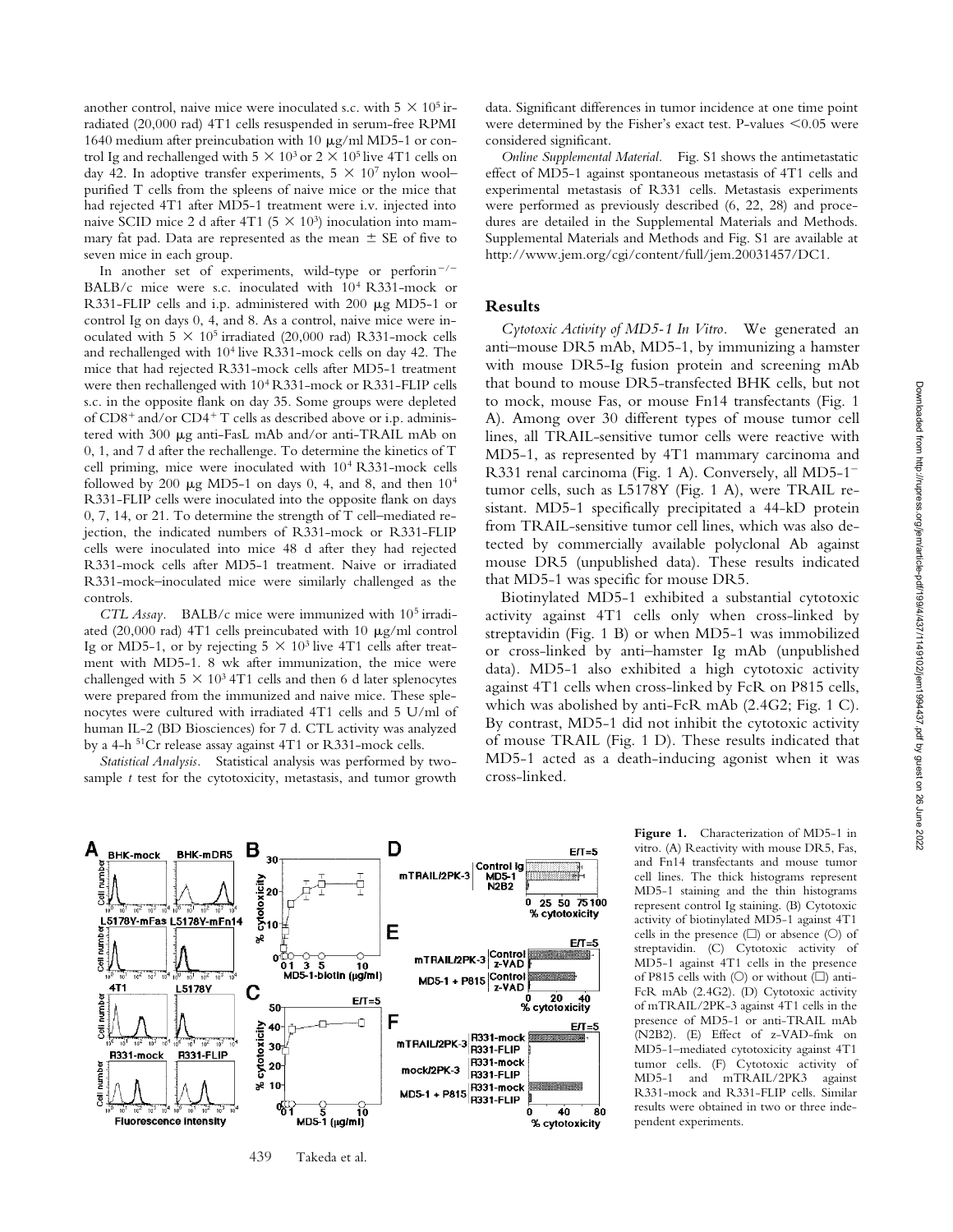another control, naive mice were inoculated s.c. with $5 \times 10^5$ irradiated (20,000 rad) 4T1 cells resuspended in serum-free RPMI 1640 medium after preincubation with 10 μg/ml MD5-1 or control Ig and rechallenged with $5 \times 10^3$ or $2 \times 10^5$ live 4T1 cells on day 42. In adoptive transfer experiments, $5 \times 10^7$ nylon wool–purified T cells from the spleens of naive mice or the mice that had rejected 4T1 after MD5-1 treatment were i.v. injected into naive SCID mice 2 d after 4T1 ($5 \times 10^3$) inoculation into mammary fat pad. Data are represented as the mean ± SE of five to seven mice in each group.

In another set of experiments, wild-type or perforin$^{-/-}$ BALB/c mice were s.c. inoculated with $10^4$ R331-mock or R331-FLIP cells and i.p. administered with 200 μg MD5-1 or control Ig on days 0, 4, and 8. As a control, naive mice were inoculated with $5 \times 10^5$ irradiated (20,000 rad) R331-mock cells and rechallenged with $10^4$ live R331-mock cells on day 42. The mice that had rejected R331-mock cells after MD5-1 treatment were then rechallenged with $10^4$ R331-mock or R331-FLIP cells s.c. in the opposite flank on day 35. Some groups were depleted of $CD8^+$ and/or $CD4^+$ T cells as described above or i.p. administered with 300 μg anti-FasL mAb and/or anti-TRAIL mAb on 0, 1, and 7 d after the rechallenge. To determine the kinetics of T cell priming, mice were inoculated with $10^4$ R331-mock cells followed by 200 μg MD5-1 on days 0, 4, and 8, and then $10^4$ R331-FLIP cells were inoculated into the opposite flank on days 0, 7, 14, or 21. To determine the strength of T cell–mediated rejection, the indicated numbers of R331-mock or R331-FLIP cells were inoculated into mice 48 d after they had rejected R331-mock cells after MD5-1 treatment. Naive or irradiated R331-mock–inoculated mice were similarly challenged as the controls.

*CTL Assay.* BALB/c mice were immunized with $10^5$ irradiated (20,000 rad) 4T1 cells preincubated with 10 μg/ml control Ig or MD5-1, or by rejecting $5 \times 10^3$ live 4T1 cells after treatment with MD5-1. 8 wk after immunization, the mice were challenged with $5 \times 10^3$ 4T1 cells and then 6 d later splenocytes were prepared from the immunized and naive mice. These splenocytes were cultured with irradiated 4T1 cells and 5 U/ml of human IL-2 (BD Biosciences) for 7 d. CTL activity was analyzed by a 4-h $^{51}$Cr release assay against 4T1 or R331-mock cells.

*Statistical Analysis.* Statistical analysis was performed by two-sample *t* test for the cytotoxicity, metastasis, and tumor growth data. Significant differences in tumor incidence at one time point were determined by the Fisher's exact test. P-values <0.05 were considered significant.

*Online Supplemental Material.* Fig. S1 shows the antimetastatic effect of MD5-1 against spontaneous metastasis of 4T1 cells and experimental metastasis of R331 cells. Metastasis experiments were performed as previously described (6, 22, 28) and procedures are detailed in the Supplemental Materials and Methods. Supplemental Materials and Methods and Fig. S1 are available at http://www.jem.org/cgi/content/full/jem.20031457/DC1.

## Results

*Cytotoxic Activity of MD5-1 In Vitro.* We generated an anti–mouse DR5 mAb, MD5-1, by immunizing a hamster with mouse DR5-Ig fusion protein and screening mAb that bound to mouse DR5-transfected BHK cells, but not to mock, mouse Fas, or mouse Fn14 transfectants (Fig. 1 A). Among over 30 different types of mouse tumor cell lines, all TRAIL-sensitive tumor cells were reactive with MD5-1, as represented by 4T1 mammary carcinoma and R331 renal carcinoma (Fig. 1 A). Conversely, all MD5-1$^-$ tumor cells, such as L5178Y (Fig. 1 A), were TRAIL resistant. MD5-1 specifically precipitated a 44-kD protein from TRAIL-sensitive tumor cell lines, which was also detected by commercially available polyclonal Ab against mouse DR5 (unpublished data). These results indicated that MD5-1 was specific for mouse DR5.

Biotinylated MD5-1 exhibited a substantial cytotoxic activity against 4T1 cells only when cross-linked by streptavidin (Fig. 1 B) or when MD5-1 was immobilized or cross-linked by anti–hamster Ig mAb (unpublished data). MD5-1 also exhibited a high cytotoxic activity against 4T1 cells when cross-linked by FcR on P815 cells, which was abolished by anti-FcR mAb (2.4G2; Fig. 1 C). By contrast, MD5-1 did not inhibit the cytotoxic activity of mouse TRAIL (Fig. 1 D). These results indicated that MD5-1 acted as a death-inducing agonist when it was cross-linked.

**Figure 1.** Characterization of MD5-1 in vitro. (A) Reactivity with mouse DR5, Fas, and Fn14 transfectants and mouse tumor cell lines. The thick histograms represent MD5-1 staining and the thin histograms represent control Ig staining. (B) Cytotoxic activity of biotinylated MD5-1 against 4T1 cells in the presence (□) or absence (○) of streptavidin. (C) Cytotoxic activity of MD5-1 against 4T1 cells in the presence of P815 cells with (○) or without (□) anti-FcR mAb (2.4G2). (D) Cytotoxic activity of mTRAIL/2PK-3 against 4T1 cells in the presence of MD5-1 or anti-TRAIL mAb (N2B2). (E) Effect of z-VAD-fmk on MD5-1–mediated cytotoxicity against 4T1 tumor cells. (F) Cytotoxic activity of MD5-1 and mTRAIL/2PK3 against R331-mock and R331-FLIP cells. Similar results were obtained in two or three independent experiments.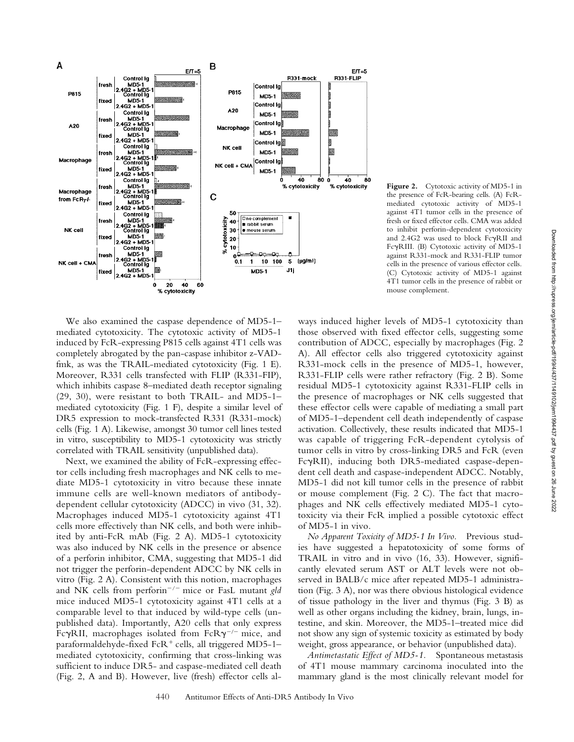**Figure 2.** Cytotoxic activity of MD5-1 in the presence of FcR-bearing cells. (A) FcR-mediated cytotoxic activity of MD5-1 against 4T1 tumor cells in the presence of fresh or fixed effector cells. CMA was added to inhibit perforin-dependent cytotoxicity and 2.4G2 was used to block FcγRII and FcγRIII. (B) Cytotoxic activity of MD5-1 against R331-mock and R331-FLIP tumor cells in the presence of various effector cells. (C) Cytotoxic activity of MD5-1 against 4T1 tumor cells in the presence of rabbit or mouse complement.

We also examined the caspase dependence of MD5-1–mediated cytotoxicity. The cytotoxic activity of MD5-1 induced by FcR-expressing P815 cells against 4T1 cells was completely abrogated by the pan-caspase inhibitor z-VAD-fmk, as was the TRAIL-mediated cytotoxicity (Fig. 1 E). Moreover, R331 cells transfected with FLIP (R331-FIP), which inhibits caspase 8–mediated death receptor signaling (29, 30), were resistant to both TRAIL- and MD5-1–mediated cytotoxicity (Fig. 1 F), despite a similar level of DR5 expression to mock-transfected R331 (R331-mock) cells (Fig. 1 A). Likewise, amongst 30 tumor cell lines tested in vitro, susceptibility to MD5-1 cytotoxicity was strictly correlated with TRAIL sensitivity (unpublished data).

Next, we examined the ability of FcR-expressing effector cells including fresh macrophages and NK cells to mediate MD5-1 cytotoxicity in vitro because these innate immune cells are well-known mediators of antibody-dependent cellular cytotoxicity (ADCC) in vivo (31, 32). Macrophages induced MD5-1 cytotoxicity against 4T1 cells more effectively than NK cells, and both were inhibited by anti-FcR mAb (Fig. 2 A). MD5-1 cytotoxicity was also induced by NK cells in the presence or absence of a perforin inhibitor, CMA, suggesting that MD5-1 did not trigger the perforin-dependent ADCC by NK cells in vitro (Fig. 2 A). Consistent with this notion, macrophages and NK cells from perforin$^{-/-}$ mice or FasL mutant *gld* mice induced MD5-1 cytotoxicity against 4T1 cells at a comparable level to that induced by wild-type cells (unpublished data). Importantly, A20 cells that only express FcγRII, macrophages isolated from FcRγ$^{-/-}$ mice, and paraformaldehyde-fixed FcR$^{+}$ cells, all triggered MD5-1–mediated cytotoxicity, confirming that cross-linking was sufficient to induce DR5- and caspase-mediated cell death (Fig. 2, A and B). However, live (fresh) effector cells always induced higher levels of MD5-1 cytotoxicity than those observed with fixed effector cells, suggesting some contribution of ADCC, especially by macrophages (Fig. 2 A). All effector cells also triggered cytotoxicity against R331-mock cells in the presence of MD5-1, however, R331-FLIP cells were rather refractory (Fig. 2 B). Some residual MD5-1 cytotoxicity against R331-FLIP cells in the presence of macrophages or NK cells suggested that these effector cells were capable of mediating a small part of MD5-1–dependent cell death independently of caspase activation. Collectively, these results indicated that MD5-1 was capable of triggering FcR-dependent cytolysis of tumor cells in vitro by cross-linking DR5 and FcR (even FcγRII), inducing both DR5-mediated caspase-dependent cell death and caspase-independent ADCC. Notably, MD5-1 did not kill tumor cells in the presence of rabbit or mouse complement (Fig. 2 C). The fact that macrophages and NK cells effectively mediated MD5-1 cytotoxicity via their FcR implied a possible cytotoxic effect of MD5-1 in vivo.

*No Apparent Toxicity of MD5-1 In Vivo.* Previous studies have suggested a hepatotoxicity of some forms of TRAIL in vitro and in vivo (16, 33). However, significantly elevated serum AST or ALT levels were not observed in BALB/c mice after repeated MD5-1 administration (Fig. 3 A), nor was there obvious histological evidence of tissue pathology in the liver and thymus (Fig. 3 B) as well as other organs including the kidney, brain, lungs, intestine, and skin. Moreover, the MD5-1–treated mice did not show any sign of systemic toxicity as estimated by body weight, gross appearance, or behavior (unpublished data).

*Antimetastatic Effect of MD5-1.* Spontaneous metastasis of 4T1 mouse mammary carcinoma inoculated into the mammary gland is the most clinically relevant model for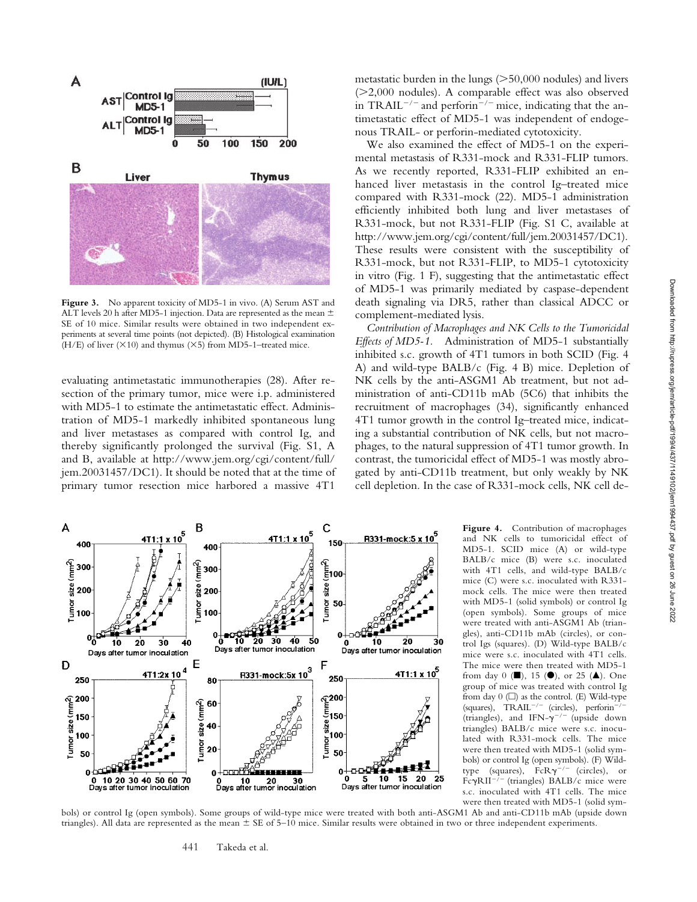**Figure 3.** No apparent toxicity of MD5-1 in vivo. (A) Serum AST and ALT levels 20 h after MD5-1 injection. Data are represented as the mean ± SE of 10 mice. Similar results were obtained in two independent experiments at several time points (not depicted). (B) Histological examination (H/E) of liver (×10) and thymus (×5) from MD5-1–treated mice.

evaluating antimetastatic immunotherapies (28). After resection of the primary tumor, mice were i.p. administered with MD5-1 to estimate the antimetastatic effect. Administration of MD5-1 markedly inhibited spontaneous lung and liver metastases as compared with control Ig, and thereby significantly prolonged the survival (Fig. S1, A and B, available at http://www.jem.org/cgi/content/full/jem.20031457/DC1). It should be noted that at the time of primary tumor resection mice harbored a massive 4T1 metastatic burden in the lungs (>50,000 nodules) and livers (>2,000 nodules). A comparable effect was also observed in TRAIL$^{-/-}$ and perforin$^{-/-}$ mice, indicating that the antimetastatic effect of MD5-1 was independent of endogenous TRAIL- or perforin-mediated cytotoxicity.

We also examined the effect of MD5-1 on the experimental metastasis of R331-mock and R331-FLIP tumors. As we recently reported, R331-FLIP exhibited an enhanced liver metastasis in the control Ig–treated mice compared with R331-mock (22). MD5-1 administration efficiently inhibited both lung and liver metastases of R331-mock, but not R331-FLIP (Fig. S1 C, available at http://www.jem.org/cgi/content/full/jem.20031457/DC1). These results were consistent with the susceptibility of R331-mock, but not R331-FLIP, to MD5-1 cytotoxicity in vitro (Fig. 1 F), suggesting that the antimetastatic effect of MD5-1 was primarily mediated by caspase-dependent death signaling via DR5, rather than classical ADCC or complement-mediated lysis.

*Contribution of Macrophages and NK Cells to the Tumoricidal Effects of MD5-1.* Administration of MD5-1 substantially inhibited s.c. growth of 4T1 tumors in both SCID (Fig. 4 A) and wild-type BALB/c (Fig. 4 B) mice. Depletion of NK cells by the anti-ASGM1 Ab treatment, but not administration of anti-CD11b mAb (5C6) that inhibits the recruitment of macrophages (34), significantly enhanced 4T1 tumor growth in the control Ig–treated mice, indicating a substantial contribution of NK cells, but not macrophages, to the natural suppression of 4T1 tumor growth. In contrast, the tumoricidal effect of MD5-1 was mostly abrogated by anti-CD11b treatment, but only weakly by NK cell depletion. In the case of R331-mock cells, NK cell de-

**Figure 4.** Contribution of macrophages and NK cells to tumoricidal effect of MD5-1. SCID mice (A) or wild-type BALB/c mice (B) were s.c. inoculated with 4T1 cells, and wild-type BALB/c mice (C) were s.c. inoculated with R331-mock cells. The mice were then treated with MD5-1 (solid symbols) or control Ig (open symbols). Some groups of mice were treated with anti-ASGM1 Ab (triangles), anti-CD11b mAb (circles), or control Igs (squares). (D) Wild-type BALB/c mice were s.c. inoculated with 4T1 cells. The mice were then treated with MD5-1 from day 0 (■), 15 (●), or 25 (▲). One group of mice was treated with control Ig from day 0 (□) as the control. (E) Wild-type (squares), TRAIL$^{-/-}$ (circles), perforin$^{-/-}$ (triangles), and IFN-$\gamma^{-/-}$ (upside down triangles) BALB/c mice were s.c. inoculated with R331-mock cells. The mice were then treated with MD5-1 (solid symbols) or control Ig (open symbols). (F) Wild-type (squares), FcR$\gamma^{-/-}$ (circles), or Fc$\gamma$RII$^{-/-}$ (triangles) BALB/c mice were s.c. inoculated with 4T1 cells. The mice were then treated with MD5-1 (solid symbols) or control Ig (open symbols). Some groups of wild-type mice were treated with both anti-ASGM1 Ab and anti-CD11b mAb (upside down triangles). All data are represented as the mean ± SE of 5–10 mice. Similar results were obtained in two or three independent experiments.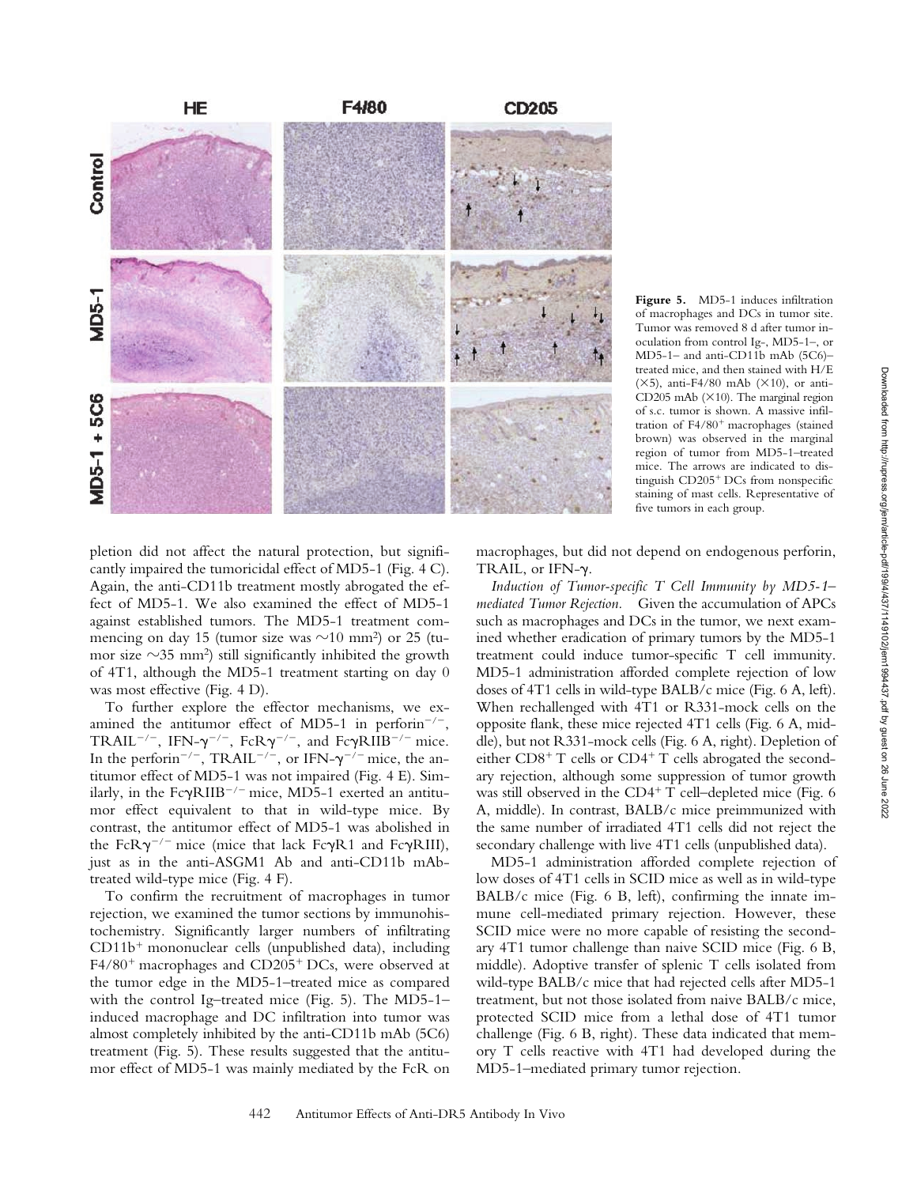**Figure 5.** MD5-1 induces infiltration of macrophages and DCs in tumor site. Tumor was removed 8 d after tumor inoculation from control Ig-, MD5-1–, or MD5-1– and anti-CD11b mAb (5C6)–treated mice, and then stained with H/E (×5), anti-F4/80 mAb (×10), or anti-CD205 mAb (×10). The marginal region of s.c. tumor is shown. A massive infiltration of F4/80$^+$ macrophages (stained brown) was observed in the marginal region of tumor from MD5-1–treated mice. The arrows are indicated to distinguish CD205$^+$ DCs from nonspecific staining of mast cells. Representative of five tumors in each group.

pletion did not affect the natural protection, but significantly impaired the tumoricidal effect of MD5-1 (Fig. 4 C). Again, the anti-CD11b treatment mostly abrogated the effect of MD5-1. We also examined the effect of MD5-1 against established tumors. The MD5-1 treatment commencing on day 15 (tumor size was ~10 mm$^2$) or 25 (tumor size ~35 mm$^2$) still significantly inhibited the growth of 4T1, although the MD5-1 treatment starting on day 0 was most effective (Fig. 4 D).

To further explore the effector mechanisms, we examined the antitumor effect of MD5-1 in perforin$^{-/-}$, TRAIL$^{-/-}$, IFN-$\gamma^{-/-}$, FcR$\gamma^{-/-}$, and Fc$\gamma$RIIB$^{-/-}$ mice. In the perforin$^{-/-}$, TRAIL$^{-/-}$, or IFN-$\gamma^{-/-}$ mice, the antitumor effect of MD5-1 was not impaired (Fig. 4 E). Similarly, in the Fc$\gamma$RIIB$^{-/-}$ mice, MD5-1 exerted an antitumor effect equivalent to that in wild-type mice. By contrast, the antitumor effect of MD5-1 was abolished in the FcR$\gamma^{-/-}$ mice (mice that lack Fc$\gamma$R1 and Fc$\gamma$RIII), just as in the anti-ASGM1 Ab and anti-CD11b mAb-treated wild-type mice (Fig. 4 F).

To confirm the recruitment of macrophages in tumor rejection, we examined the tumor sections by immunohistochemistry. Significantly larger numbers of infiltrating CD11b$^+$ mononuclear cells (unpublished data), including F4/80$^+$ macrophages and CD205$^+$ DCs, were observed at the tumor edge in the MD5-1–treated mice as compared with the control Ig–treated mice (Fig. 5). The MD5-1–induced macrophage and DC infiltration into tumor was almost completely inhibited by the anti-CD11b mAb (5C6) treatment (Fig. 5). These results suggested that the antitumor effect of MD5-1 was mainly mediated by the FcR on macrophages, but did not depend on endogenous perforin, TRAIL, or IFN-$\gamma$.

*Induction of Tumor-specific T Cell Immunity by MD5-1–mediated Tumor Rejection.* Given the accumulation of APCs such as macrophages and DCs in the tumor, we next examined whether eradication of primary tumors by the MD5-1 treatment could induce tumor-specific T cell immunity. MD5-1 administration afforded complete rejection of low doses of 4T1 cells in wild-type BALB/c mice (Fig. 6 A, left). When rechallenged with 4T1 or R331-mock cells on the opposite flank, these mice rejected 4T1 cells (Fig. 6 A, middle), but not R331-mock cells (Fig. 6 A, right). Depletion of either CD8$^+$ T cells or CD4$^+$ T cells abrogated the secondary rejection, although some suppression of tumor growth was still observed in the CD4$^+$ T cell–depleted mice (Fig. 6 A, middle). In contrast, BALB/c mice preimmunized with the same number of irradiated 4T1 cells did not reject the secondary challenge with live 4T1 cells (unpublished data).

MD5-1 administration afforded complete rejection of low doses of 4T1 cells in SCID mice as well as in wild-type BALB/c mice (Fig. 6 B, left), confirming the innate immune cell-mediated primary rejection. However, these SCID mice were no more capable of resisting the secondary 4T1 tumor challenge than naive SCID mice (Fig. 6 B, middle). Adoptive transfer of splenic T cells isolated from wild-type BALB/c mice that had rejected cells after MD5-1 treatment, but not those isolated from naive BALB/c mice, protected SCID mice from a lethal dose of 4T1 tumor challenge (Fig. 6 B, right). These data indicated that memory T cells reactive with 4T1 had developed during the MD5-1–mediated primary tumor rejection.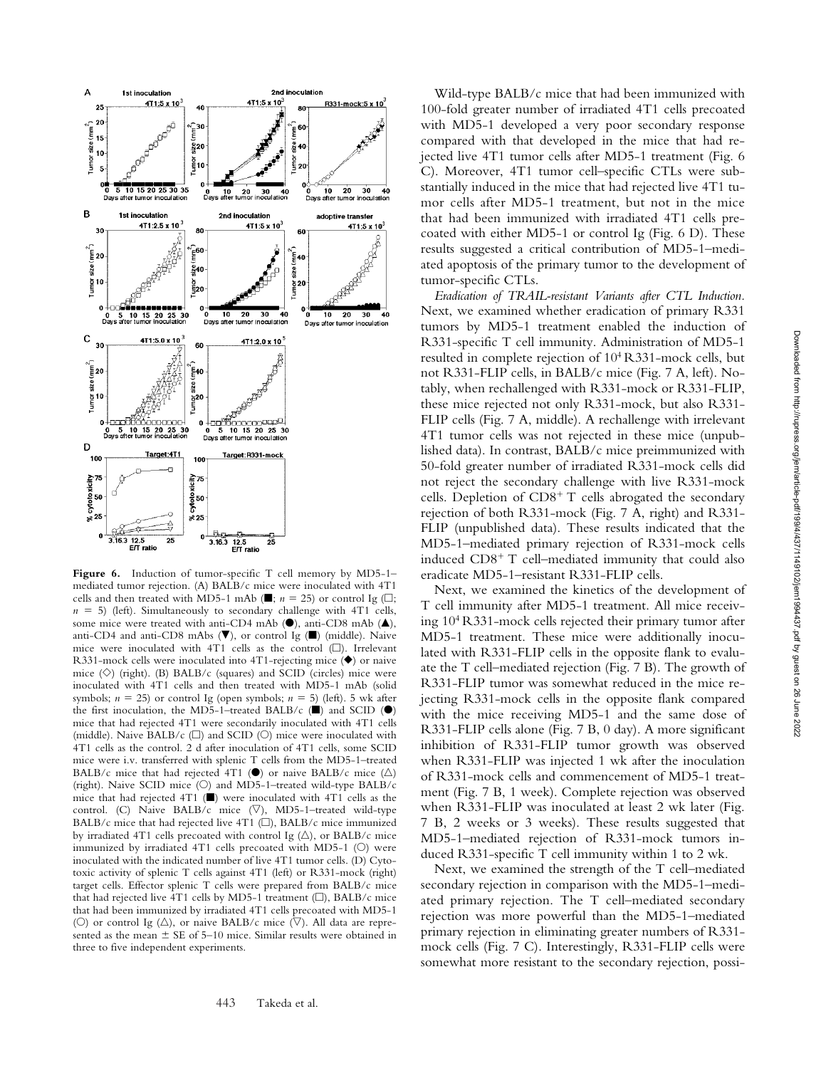**Figure 6.** Induction of tumor-specific T cell memory by MD5-1–mediated tumor rejection. (A) BALB/c mice were inoculated with 4T1 cells and then treated with MD5-1 mAb (■; $n = 25$) or control Ig (□; $n = 5$) (left). Simultaneously to secondary challenge with 4T1 cells, some mice were treated with anti-CD4 mAb (●), anti-CD8 mAb (▲), anti-CD4 and anti-CD8 mAbs (▼), or control Ig (■) (middle). Naive mice were inoculated with 4T1 cells as the control (□). Irrelevant R331-mock cells were inoculated into 4T1-rejecting mice (◆) or naive mice (◇) (right). (B) BALB/c (squares) and SCID (circles) mice were inoculated with 4T1 cells and then treated with MD5-1 mAb (solid symbols; $n = 25$) or control Ig (open symbols; $n = 5$) (left). 5 wk after the first inoculation, the MD5-1–treated BALB/c (■) and SCID (●) mice that had rejected 4T1 were secondarily inoculated with 4T1 cells (middle). Naive BALB/c (□) and SCID (○) mice were inoculated with 4T1 cells as the control. 2 d after inoculation of 4T1 cells, some SCID mice were i.v. transferred with splenic T cells from the MD5-1–treated BALB/c mice that had rejected 4T1 (●) or naive BALB/c mice (△) (right). Naive SCID mice (○) and MD5-1–treated wild-type BALB/c mice that had rejected 4T1 (■) were inoculated with 4T1 cells as the control. (C) Naive BALB/c mice (▽), MD5-1–treated wild-type BALB/c mice that had rejected live 4T1 (□), BALB/c mice immunized by irradiated 4T1 cells precoated with control Ig (△), or BALB/c mice immunized by irradiated 4T1 cells precoated with MD5-1 (○) were inoculated with the indicated number of live 4T1 tumor cells. (D) Cytotoxic activity of splenic T cells against 4T1 (left) or R331-mock (right) target cells. Effector splenic T cells were prepared from BALB/c mice that had rejected live 4T1 cells by MD5-1 treatment (□), BALB/c mice that had been immunized by irradiated 4T1 cells precoated with MD5-1 (○) or control Ig (△), or naive BALB/c mice (▽). All data are represented as the mean ± SE of 5–10 mice. Similar results were obtained in three to five independent experiments.

Wild-type BALB/c mice that had been immunized with 100-fold greater number of irradiated 4T1 cells precoated with MD5-1 developed a very poor secondary response compared with that developed in the mice that had rejected live 4T1 tumor cells after MD5-1 treatment (Fig. 6 C). Moreover, 4T1 tumor cell–specific CTLs were substantially induced in the mice that had rejected live 4T1 tumor cells after MD5-1 treatment, but not in the mice that had been immunized with irradiated 4T1 cells precoated with either MD5-1 or control Ig (Fig. 6 D). These results suggested a critical contribution of MD5-1–mediated apoptosis of the primary tumor to the development of tumor-specific CTLs.

*Eradication of TRAIL-resistant Variants after CTL Induction.* Next, we examined whether eradication of primary R331 tumors by MD5-1 treatment enabled the induction of R331-specific T cell immunity. Administration of MD5-1 resulted in complete rejection of $10^4$ R331-mock cells, but not R331-FLIP cells, in BALB/c mice (Fig. 7 A, left). Notably, when rechallenged with R331-mock or R331-FLIP, these mice rejected not only R331-mock, but also R331-FLIP cells (Fig. 7 A, middle). A rechallenge with irrelevant 4T1 tumor cells was not rejected in these mice (unpublished data). In contrast, BALB/c mice preimmunized with 50-fold greater number of irradiated R331-mock cells did not reject the secondary challenge with live R331-mock cells. Depletion of $CD8^+$ T cells abrogated the secondary rejection of both R331-mock (Fig. 7 A, right) and R331-FLIP (unpublished data). These results indicated that the MD5-1–mediated primary rejection of R331-mock cells induced $CD8^+$ T cell–mediated immunity that could also eradicate MD5-1–resistant R331-FLIP cells.

Next, we examined the kinetics of the development of T cell immunity after MD5-1 treatment. All mice receiving $10^4$ R331-mock cells rejected their primary tumor after MD5-1 treatment. These mice were additionally inoculated with R331-FLIP cells in the opposite flank to evaluate the T cell–mediated rejection (Fig. 7 B). The growth of R331-FLIP tumor was somewhat reduced in the mice rejecting R331-mock cells in the opposite flank compared with the mice receiving MD5-1 and the same dose of R331-FLIP cells alone (Fig. 7 B, 0 day). A more significant inhibition of R331-FLIP tumor growth was observed when R331-FLIP was injected 1 wk after the inoculation of R331-mock cells and commencement of MD5-1 treatment (Fig. 7 B, 1 week). Complete rejection was observed when R331-FLIP was inoculated at least 2 wk later (Fig. 7 B, 2 weeks or 3 weeks). These results suggested that MD5-1–mediated rejection of R331-mock tumors induced R331-specific T cell immunity within 1 to 2 wk.

Next, we examined the strength of the T cell–mediated secondary rejection in comparison with the MD5-1–mediated primary rejection. The T cell–mediated secondary rejection was more powerful than the MD5-1–mediated primary rejection in eliminating greater numbers of R331-mock cells (Fig. 7 C). Interestingly, R331-FLIP cells were somewhat more resistant to the secondary rejection, possi-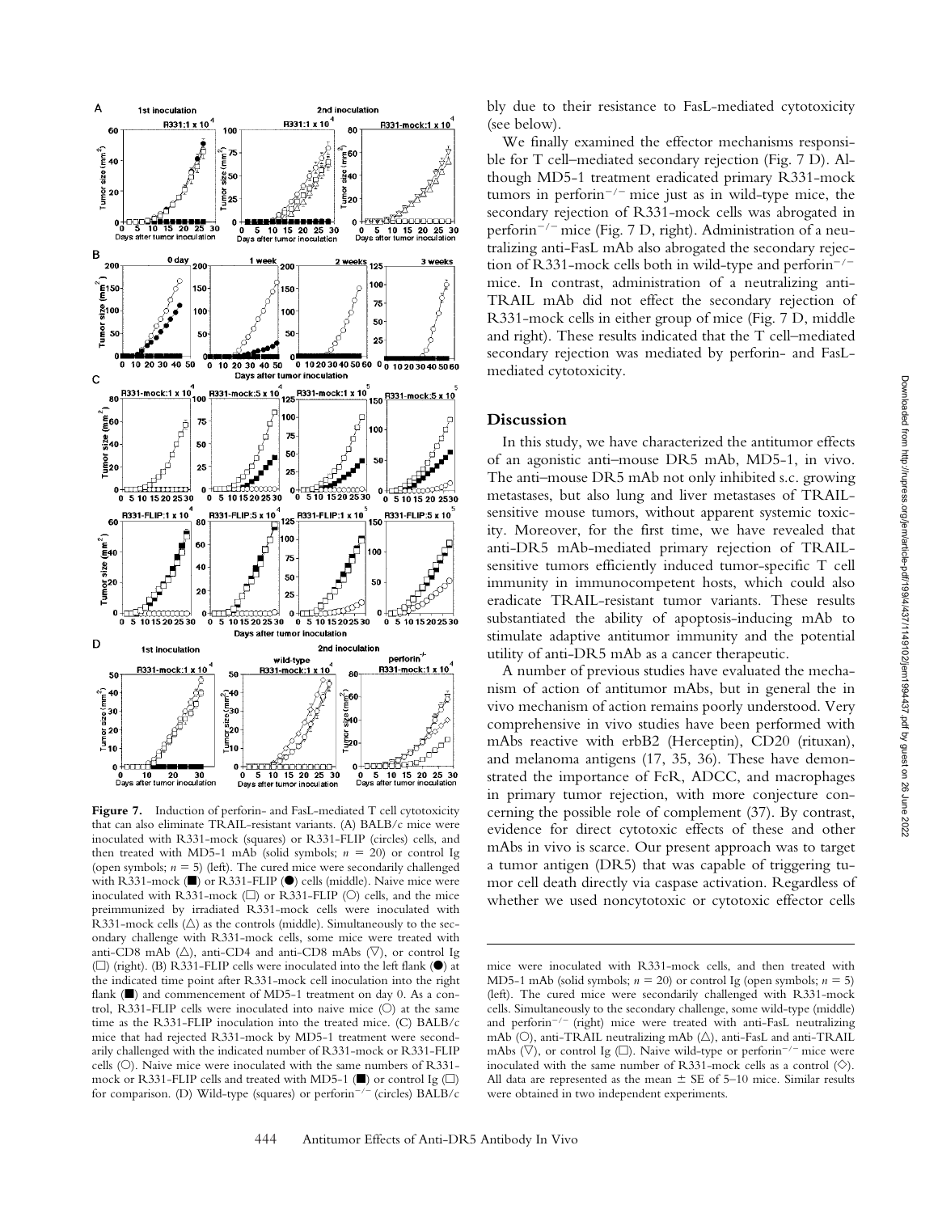**Figure 7.** Induction of perforin- and FasL-mediated T cell cytotoxicity that can also eliminate TRAIL-resistant variants. (A) BALB/c mice were inoculated with R331-mock (squares) or R331-FLIP (circles) cells, and then treated with MD5-1 mAb (solid symbols; $n = 20$) or control Ig (open symbols; $n = 5$) (left). The cured mice were secondarily challenged with R331-mock (■) or R331-FLIP (●) cells (middle). Naive mice were inoculated with R331-mock (□) or R331-FLIP (○) cells, and the mice preimmunized by irradiated R331-mock cells were inoculated with R331-mock cells (△) as the controls (middle). Simultaneously to the secondary challenge with R331-mock cells, some mice were treated with anti-CD8 mAb (△), anti-CD4 and anti-CD8 mAbs (▽), or control Ig (□) (right). (B) R331-FLIP cells were inoculated into the left flank (●) at the indicated time point after R331-mock cell inoculation into the right flank (■) and commencement of MD5-1 treatment on day 0. As a control, R331-FLIP cells were inoculated into naive mice (○) at the same time as the R331-FLIP inoculation into the treated mice. (C) BALB/c mice that had rejected R331-mock by MD5-1 treatment were secondarily challenged with the indicated number of R331-mock or R331-FLIP cells (○). Naive mice were inoculated with the same numbers of R331-mock or R331-FLIP cells and treated with MD5-1 (■) or control Ig (□) for comparison. (D) Wild-type (squares) or perforin$^{-/-}$ (circles) BALB/c mice were inoculated with R331-mock cells, and then treated with MD5-1 mAb (solid symbols; $n = 20$) or control Ig (open symbols; $n = 5$) (left). The cured mice were secondarily challenged with R331-mock cells. Simultaneously to the secondary challenge, some wild-type (middle) and perforin$^{-/-}$ (right) mice were treated with anti-FasL neutralizing mAb (○), anti-TRAIL neutralizing mAb (△), anti-FasL and anti-TRAIL mAbs (▽), or control Ig (□). Naive wild-type or perforin$^{-/-}$ mice were inoculated with the same number of R331-mock cells as a control (◇). All data are represented as the mean ± SE of 5–10 mice. Similar results were obtained in two independent experiments.

bly due to their resistance to FasL-mediated cytotoxicity (see below).

We finally examined the effector mechanisms responsible for T cell–mediated secondary rejection (Fig. 7 D). Although MD5-1 treatment eradicated primary R331-mock tumors in perforin$^{-/-}$ mice just as in wild-type mice, the secondary rejection of R331-mock cells was abrogated in perforin$^{-/-}$ mice (Fig. 7 D, right). Administration of a neutralizing anti-FasL mAb also abrogated the secondary rejection of R331-mock cells both in wild-type and perforin$^{-/-}$ mice. In contrast, administration of a neutralizing anti-TRAIL mAb did not effect the secondary rejection of R331-mock cells in either group of mice (Fig. 7 D, middle and right). These results indicated that the T cell–mediated secondary rejection was mediated by perforin- and FasL-mediated cytotoxicity.

## Discussion

In this study, we have characterized the antitumor effects of an agonistic anti–mouse DR5 mAb, MD5-1, in vivo. The anti–mouse DR5 mAb not only inhibited s.c. growing metastases, but also lung and liver metastases of TRAIL-sensitive mouse tumors, without apparent systemic toxicity. Moreover, for the first time, we have revealed that anti-DR5 mAb-mediated primary rejection of TRAIL-sensitive tumors efficiently induced tumor-specific T cell immunity in immunocompetent hosts, which could also eradicate TRAIL-resistant tumor variants. These results substantiated the ability of apoptosis-inducing mAb to stimulate adaptive antitumor immunity and the potential utility of anti-DR5 mAb as a cancer therapeutic.

A number of previous studies have evaluated the mechanism of action of antitumor mAbs, but in general the in vivo mechanism of action remains poorly understood. Very comprehensive in vivo studies have been performed with mAbs reactive with erbB2 (Herceptin), CD20 (rituxan), and melanoma antigens (17, 35, 36). These have demonstrated the importance of FcR, ADCC, and macrophages in primary tumor rejection, with more conjecture concerning the possible role of complement (37). By contrast, evidence for direct cytotoxic effects of these and other mAbs in vivo is scarce. Our present approach was to target a tumor antigen (DR5) that was capable of triggering tumor cell death directly via caspase activation. Regardless of whether we used noncytotoxic or cytotoxic effector cells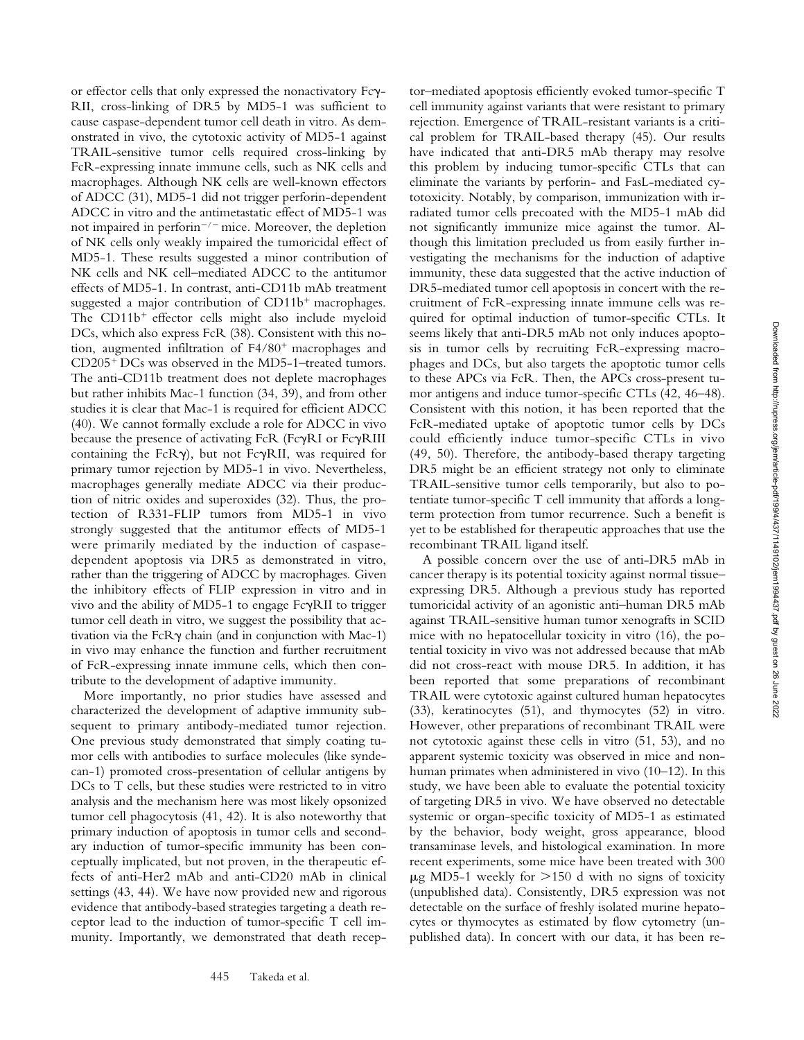or effector cells that only expressed the nonactivatory Fcγ-RII, cross-linking of DR5 by MD5-1 was sufficient to cause caspase-dependent tumor cell death in vitro. As demonstrated in vivo, the cytotoxic activity of MD5-1 against TRAIL-sensitive tumor cells required cross-linking by FcR-expressing innate immune cells, such as NK cells and macrophages. Although NK cells are well-known effectors of ADCC (31), MD5-1 did not trigger perforin-dependent ADCC in vitro and the antimetastatic effect of MD5-1 was not impaired in perforin$^{-/-}$ mice. Moreover, the depletion of NK cells only weakly impaired the tumoricidal effect of MD5-1. These results suggested a minor contribution of NK cells and NK cell–mediated ADCC to the antitumor effects of MD5-1. In contrast, anti-CD11b mAb treatment suggested a major contribution of CD11b$^{+}$ macrophages. The CD11b$^{+}$ effector cells might also include myeloid DCs, which also express FcR (38). Consistent with this notion, augmented infiltration of F4/80$^{+}$ macrophages and CD205$^{+}$ DCs was observed in the MD5-1–treated tumors. The anti-CD11b treatment does not deplete macrophages but rather inhibits Mac-1 function (34, 39), and from other studies it is clear that Mac-1 is required for efficient ADCC (40). We cannot formally exclude a role for ADCC in vivo because the presence of activating FcR (FcγRI or FcγRIII containing the FcRγ), but not FcγRII, was required for primary tumor rejection by MD5-1 in vivo. Nevertheless, macrophages generally mediate ADCC via their production of nitric oxides and superoxides (32). Thus, the protection of R331-FLIP tumors from MD5-1 in vivo strongly suggested that the antitumor effects of MD5-1 were primarily mediated by the induction of caspase-dependent apoptosis via DR5 as demonstrated in vitro, rather than the triggering of ADCC by macrophages. Given the inhibitory effects of FLIP expression in vitro and in vivo and the ability of MD5-1 to engage FcγRII to trigger tumor cell death in vitro, we suggest the possibility that activation via the FcRγ chain (and in conjunction with Mac-1) in vivo may enhance the function and further recruitment of FcR-expressing innate immune cells, which then contribute to the development of adaptive immunity.

More importantly, no prior studies have assessed and characterized the development of adaptive immunity subsequent to primary antibody-mediated tumor rejection. One previous study demonstrated that simply coating tumor cells with antibodies to surface molecules (like syndecan-1) promoted cross-presentation of cellular antigens by DCs to T cells, but these studies were restricted to in vitro analysis and the mechanism here was most likely opsonized tumor cell phagocytosis (41, 42). It is also noteworthy that primary induction of apoptosis in tumor cells and secondary induction of tumor-specific immunity has been conceptually implicated, but not proven, in the therapeutic effects of anti-Her2 mAb and anti-CD20 mAb in clinical settings (43, 44). We have now provided new and rigorous evidence that antibody-based strategies targeting a death receptor lead to the induction of tumor-specific T cell immunity. Importantly, we demonstrated that death receptor–mediated apoptosis efficiently evoked tumor-specific T cell immunity against variants that were resistant to primary rejection. Emergence of TRAIL-resistant variants is a critical problem for TRAIL-based therapy (45). Our results have indicated that anti-DR5 mAb therapy may resolve this problem by inducing tumor-specific CTLs that can eliminate the variants by perforin- and FasL-mediated cytotoxicity. Notably, by comparison, immunization with irradiated tumor cells precoated with the MD5-1 mAb did not significantly immunize mice against the tumor. Although this limitation precluded us from easily further investigating the mechanisms for the induction of adaptive immunity, these data suggested that the active induction of DR5-mediated tumor cell apoptosis in concert with the recruitment of FcR-expressing innate immune cells was required for optimal induction of tumor-specific CTLs. It seems likely that anti-DR5 mAb not only induces apoptosis in tumor cells by recruiting FcR-expressing macrophages and DCs, but also targets the apoptotic tumor cells to these APCs via FcR. Then, the APCs cross-present tumor antigens and induce tumor-specific CTLs (42, 46–48). Consistent with this notion, it has been reported that the FcR-mediated uptake of apoptotic tumor cells by DCs could efficiently induce tumor-specific CTLs in vivo (49, 50). Therefore, the antibody-based therapy targeting DR5 might be an efficient strategy not only to eliminate TRAIL-sensitive tumor cells temporarily, but also to potentiate tumor-specific T cell immunity that affords a long-term protection from tumor recurrence. Such a benefit is yet to be established for therapeutic approaches that use the recombinant TRAIL ligand itself.

A possible concern over the use of anti-DR5 mAb in cancer therapy is its potential toxicity against normal tissue–expressing DR5. Although a previous study has reported tumoricidal activity of an agonistic anti–human DR5 mAb against TRAIL-sensitive human tumor xenografts in SCID mice with no hepatocellular toxicity in vitro (16), the potential toxicity in vivo was not addressed because that mAb did not cross-react with mouse DR5. In addition, it has been reported that some preparations of recombinant TRAIL were cytotoxic against cultured human hepatocytes (33), keratinocytes (51), and thymocytes (52) in vitro. However, other preparations of recombinant TRAIL were not cytotoxic against these cells in vitro (51, 53), and no apparent systemic toxicity was observed in mice and non-human primates when administered in vivo (10–12). In this study, we have been able to evaluate the potential toxicity of targeting DR5 in vivo. We have observed no detectable systemic or organ-specific toxicity of MD5-1 as estimated by the behavior, body weight, gross appearance, blood transaminase levels, and histological examination. In more recent experiments, some mice have been treated with 300 μg MD5-1 weekly for >150 d with no signs of toxicity (unpublished data). Consistently, DR5 expression was not detectable on the surface of freshly isolated murine hepatocytes or thymocytes as estimated by flow cytometry (unpublished data). In concert with our data, it has been re-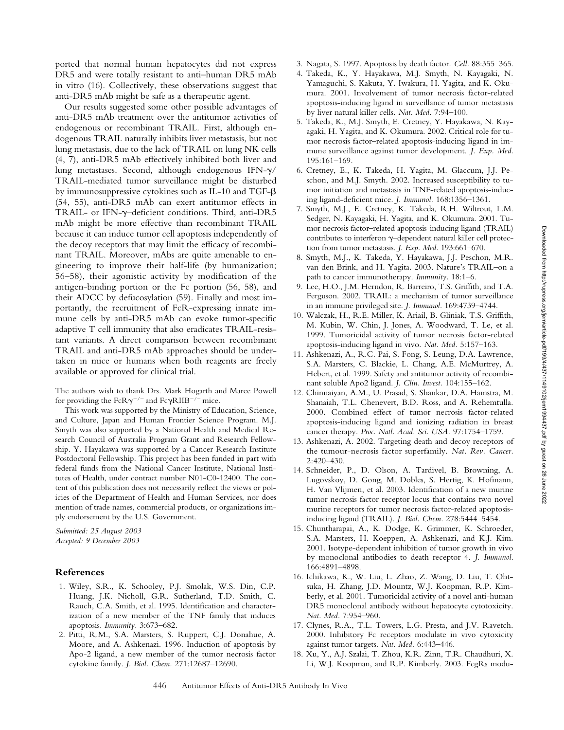ported that normal human hepatocytes did not express DR5 and were totally resistant to anti–human DR5 mAb in vitro (16). Collectively, these observations suggest that anti-DR5 mAb might be safe as a therapeutic agent.

Our results suggested some other possible advantages of anti-DR5 mAb treatment over the antitumor activities of endogenous or recombinant TRAIL. First, although endogenous TRAIL naturally inhibits liver metastasis, but not lung metastasis, due to the lack of TRAIL on lung NK cells (4, 7), anti-DR5 mAb effectively inhibited both liver and lung metastases. Second, although endogenous IFN-γ/TRAIL-mediated tumor surveillance might be disturbed by immunosuppressive cytokines such as IL-10 and TGF-β (54, 55), anti-DR5 mAb can exert antitumor effects in TRAIL- or IFN-γ–deficient conditions. Third, anti-DR5 mAb might be more effective than recombinant TRAIL because it can induce tumor cell apoptosis independently of the decoy receptors that may limit the efficacy of recombinant TRAIL. Moreover, mAbs are quite amenable to engineering to improve their half-life (by humanization; 56–58), their agonistic activity by modification of the antigen-binding portion or the Fc portion (56, 58), and their ADCC by defucosylation (59). Finally and most importantly, the recruitment of FcR-expressing innate immune cells by anti-DR5 mAb can evoke tumor-specific adaptive T cell immunity that also eradicates TRAIL-resistant variants. A direct comparison between recombinant TRAIL and anti-DR5 mAb approaches should be undertaken in mice or humans when both reagents are freely available or approved for clinical trial.

The authors wish to thank Drs. Mark Hogarth and Maree Powell for providing the FcRγ$^{-/-}$ and FcγRIIB$^{-/-}$ mice.

This work was supported by the Ministry of Education, Science, and Culture, Japan and Human Frontier Science Program. M.J. Smyth was also supported by a National Health and Medical Research Council of Australia Program Grant and Research Fellowship. Y. Hayakawa was supported by a Cancer Research Institute Postdoctoral Fellowship. This project has been funded in part with federal funds from the National Cancer Institute, National Institutes of Health, under contract number N01-C0-12400. The content of this publication does not necessarily reflect the views or policies of the Department of Health and Human Services, nor does mention of trade names, commercial products, or organizations imply endorsement by the U.S. Government.

*Submitted: 25 August 2003*
*Accepted: 9 December 2003*

## References

1. Wiley, S.R., K. Schooley, P.J. Smolak, W.S. Din, C.P. Huang, J.K. Nicholl, G.R. Sutherland, T.D. Smith, C. Rauch, C.A. Smith, et al. 1995. Identification and characterization of a new member of the TNF family that induces apoptosis. *Immunity.* 3:673–682.
2. Pitti, R.M., S.A. Marsters, S. Ruppert, C.J. Donahue, A. Moore, and A. Ashkenazi. 1996. Induction of apoptosis by Apo-2 ligand, a new member of the tumor necrosis factor cytokine family. *J. Biol. Chem.* 271:12687–12690.
3. Nagata, S. 1997. Apoptosis by death factor. *Cell.* 88:355–365.
4. Takeda, K., Y. Hayakawa, M.J. Smyth, N. Kayagaki, N. Yamaguchi, S. Kakuta, Y. Iwakura, H. Yagita, and K. Okumura. 2001. Involvement of tumor necrosis factor-related apoptosis-inducing ligand in surveillance of tumor metastasis by liver natural killer cells. *Nat. Med.* 7:94–100.
5. Takeda, K., M.J. Smyth, E. Cretney, Y. Hayakawa, N. Kayagaki, H. Yagita, and K. Okumura. 2002. Critical role for tumor necrosis factor–related apoptosis-inducing ligand in immune surveillance against tumor development. *J. Exp. Med.* 195:161–169.
6. Cretney, E., K. Takeda, H. Yagita, M. Glaccum, J.J. Peschon, and M.J. Smyth. 2002. Increased susceptibility to tumor initiation and metastasis in TNF-related apoptosis-inducing ligand-deficient mice. *J. Immunol.* 168:1356–1361.
7. Smyth, M.J., E. Cretney, K. Takeda, R.H. Wiltrout, L.M. Sedger, N. Kayagaki, H. Yagita, and K. Okumura. 2001. Tumor necrosis factor–related apoptosis-inducing ligand (TRAIL) contributes to interferon γ–dependent natural killer cell protection from tumor metastasis. *J. Exp. Med.* 193:661–670.
8. Smyth, M.J., K. Takeda, Y. Hayakawa, J.J. Peschon, M.R. van den Brink, and H. Yagita. 2003. Nature's TRAIL–on a path to cancer immunotherapy. *Immunity.* 18:1–6.
9. Lee, H.O., J.M. Herndon, R. Barreiro, T.S. Griffith, and T.A. Ferguson. 2002. TRAIL: a mechanism of tumor surveillance in an immune privileged site. *J. Immunol.* 169:4739–4744.
10. Walczak, H., R.E. Miller, K. Ariail, B. Gliniak, T.S. Griffith, M. Kubin, W. Chin, J. Jones, A. Woodward, T. Le, et al. 1999. Tumoricidal activity of tumor necrosis factor-related apoptosis-inducing ligand in vivo. *Nat. Med.* 5:157–163.
11. Ashkenazi, A., R.C. Pai, S. Fong, S. Leung, D.A. Lawrence, S.A. Marsters, C. Blackie, L. Chang, A.E. McMurtrey, A. Hebert, et al. 1999. Safety and antitumor activity of recombinant soluble Apo2 ligand. *J. Clin. Invest.* 104:155–162.
12. Chinnaiyan, A.M., U. Prasad, S. Shankar, D.A. Hamstra, M. Shanaiah, T.L. Chenevert, B.D. Ross, and A. Rehemtulla. 2000. Combined effect of tumor necrosis factor-related apoptosis-inducing ligand and ionizing radiation in breast cancer therapy. *Proc. Natl. Acad. Sci. USA.* 97:1754–1759.
13. Ashkenazi, A. 2002. Targeting death and decoy receptors of the tumour-necrosis factor superfamily. *Nat. Rev. Cancer.* 2:420–430.
14. Schneider, P., D. Olson, A. Tardivel, B. Browning, A. Lugovskoy, D. Gong, M. Dobles, S. Hertig, K. Hofmann, H. Van Vlijmen, et al. 2003. Identification of a new murine tumor necrosis factor receptor locus that contains two novel murine receptors for tumor necrosis factor-related apoptosis-inducing ligand (TRAIL). *J. Biol. Chem.* 278:5444–5454.
15. Chuntharapai, A., K. Dodge, K. Grimmer, K. Schroeder, S.A. Marsters, H. Koeppen, A. Ashkenazi, and K.J. Kim. 2001. Isotype-dependent inhibition of tumor growth in vivo by monoclonal antibodies to death receptor 4. *J. Immunol.* 166:4891–4898.
16. Ichikawa, K., W. Liu, L. Zhao, Z. Wang, D. Liu, T. Ohtsuka, H. Zhang, J.D. Mountz, W.J. Koopman, R.P. Kimberly, et al. 2001. Tumoricidal activity of a novel anti-human DR5 monoclonal antibody without hepatocyte cytotoxicity. *Nat. Med.* 7:954–960.
17. Clynes, R.A., T.L. Towers, L.G. Presta, and J.V. Ravetch. 2000. Inhibitory Fc receptors modulate in vivo cytoxicity against tumor targets. *Nat. Med.* 6:443–446.
18. Xu, Y., A.J. Szalai, T. Zhou, K.R. Zinn, T.R. Chaudhuri, X. Li, W.J. Koopman, and R.P. Kimberly. 2003. FcgRs modu-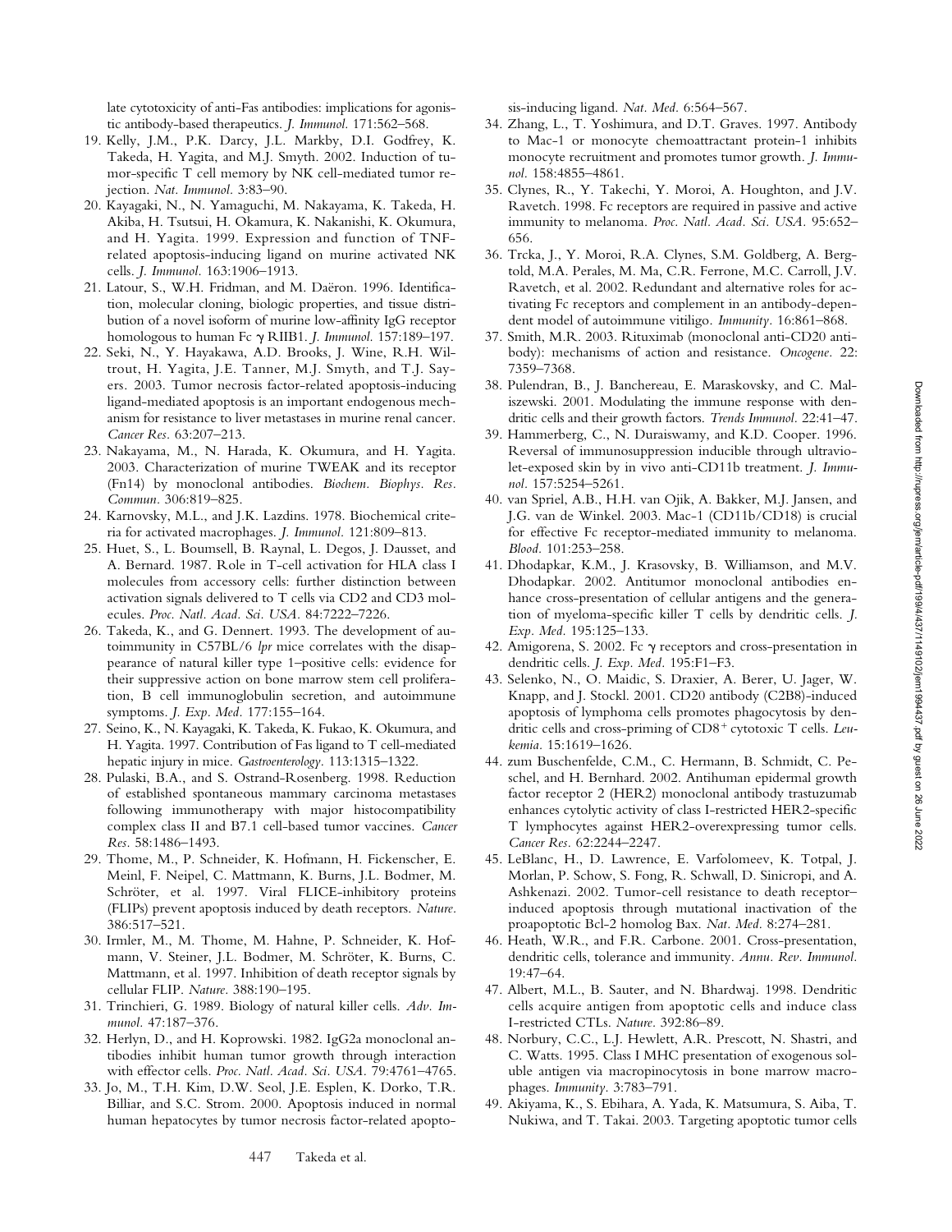late cytotoxicity of anti-Fas antibodies: implications for agonistic antibody-based therapeutics. *J. Immunol.* 171:562–568.

19. Kelly, J.M., P.K. Darcy, J.L. Markby, D.I. Godfrey, K. Takeda, H. Yagita, and M.J. Smyth. 2002. Induction of tumor-specific T cell memory by NK cell-mediated tumor rejection. *Nat. Immunol.* 3:83–90.
20. Kayagaki, N., N. Yamaguchi, M. Nakayama, K. Takeda, H. Akiba, H. Tsutsui, H. Okamura, K. Nakanishi, K. Okumura, and H. Yagita. 1999. Expression and function of TNF-related apoptosis-inducing ligand on murine activated NK cells. *J. Immunol.* 163:1906–1913.
21. Latour, S., W.H. Fridman, and M. Daëron. 1996. Identification, molecular cloning, biologic properties, and tissue distribution of a novel isoform of murine low-affinity IgG receptor homologous to human Fc γ RIIB1. *J. Immunol.* 157:189–197.
22. Seki, N., Y. Hayakawa, A.D. Brooks, J. Wine, R.H. Wiltrout, H. Yagita, J.E. Tanner, M.J. Smyth, and T.J. Sayers. 2003. Tumor necrosis factor-related apoptosis-inducing ligand-mediated apoptosis is an important endogenous mechanism for resistance to liver metastases in murine renal cancer. *Cancer Res.* 63:207–213.
23. Nakayama, M., N. Harada, K. Okumura, and H. Yagita. 2003. Characterization of murine TWEAK and its receptor (Fn14) by monoclonal antibodies. *Biochem. Biophys. Res. Commun.* 306:819–825.
24. Karnovsky, M.L., and J.K. Lazdins. 1978. Biochemical criteria for activated macrophages. *J. Immunol.* 121:809–813.
25. Huet, S., L. Boumsell, B. Raynal, L. Degos, J. Dausset, and A. Bernard. 1987. Role in T-cell activation for HLA class I molecules from accessory cells: further distinction between activation signals delivered to T cells via CD2 and CD3 molecules. *Proc. Natl. Acad. Sci. USA.* 84:7222–7226.
26. Takeda, K., and G. Dennert. 1993. The development of autoimmunity in C57BL/6 *lpr* mice correlates with the disappearance of natural killer type 1–positive cells: evidence for their suppressive action on bone marrow stem cell proliferation, B cell immunoglobulin secretion, and autoimmune symptoms. *J. Exp. Med.* 177:155–164.
27. Seino, K., N. Kayagaki, K. Takeda, K. Fukao, K. Okumura, and H. Yagita. 1997. Contribution of Fas ligand to T cell-mediated hepatic injury in mice. *Gastroenterology.* 113:1315–1322.
28. Pulaski, B.A., and S. Ostrand-Rosenberg. 1998. Reduction of established spontaneous mammary carcinoma metastases following immunotherapy with major histocompatibility complex class II and B7.1 cell-based tumor vaccines. *Cancer Res.* 58:1486–1493.
29. Thome, M., P. Schneider, K. Hofmann, H. Fickenscher, E. Meinl, F. Neipel, C. Mattmann, K. Burns, J.L. Bodmer, M. Schröter, et al. 1997. Viral FLICE-inhibitory proteins (FLIPs) prevent apoptosis induced by death receptors. *Nature.* 386:517–521.
30. Irmler, M., M. Thome, M. Hahne, P. Schneider, K. Hofmann, V. Steiner, J.L. Bodmer, M. Schröter, K. Burns, C. Mattmann, et al. 1997. Inhibition of death receptor signals by cellular FLIP. *Nature.* 388:190–195.
31. Trinchieri, G. 1989. Biology of natural killer cells. *Adv. Immunol.* 47:187–376.
32. Herlyn, D., and H. Koprowski. 1982. IgG2a monoclonal antibodies inhibit human tumor growth through interaction with effector cells. *Proc. Natl. Acad. Sci. USA.* 79:4761–4765.
33. Jo, M., T.H. Kim, D.W. Seol, J.E. Esplen, K. Dorko, T.R. Billiar, and S.C. Strom. 2000. Apoptosis induced in normal human hepatocytes by tumor necrosis factor-related apoptosis-inducing ligand. *Nat. Med.* 6:564–567.
34. Zhang, L., T. Yoshimura, and D.T. Graves. 1997. Antibody to Mac-1 or monocyte chemoattractant protein-1 inhibits monocyte recruitment and promotes tumor growth. *J. Immunol.* 158:4855–4861.
35. Clynes, R., Y. Takechi, Y. Moroi, A. Houghton, and J.V. Ravetch. 1998. Fc receptors are required in passive and active immunity to melanoma. *Proc. Natl. Acad. Sci. USA.* 95:652–656.
36. Trcka, J., Y. Moroi, R.A. Clynes, S.M. Goldberg, A. Bergtold, M.A. Perales, M. Ma, C.R. Ferrone, M.C. Carroll, J.V. Ravetch, et al. 2002. Redundant and alternative roles for activating Fc receptors and complement in an antibody-dependent model of autoimmune vitiligo. *Immunity.* 16:861–868.
37. Smith, M.R. 2003. Rituximab (monoclonal anti-CD20 antibody): mechanisms of action and resistance. *Oncogene.* 22: 7359–7368.
38. Pulendran, B., J. Banchereau, E. Maraskovsky, and C. Maliszewski. 2001. Modulating the immune response with dendritic cells and their growth factors. *Trends Immunol.* 22:41–47.
39. Hammerberg, C., N. Duraiswamy, and K.D. Cooper. 1996. Reversal of immunosuppression inducible through ultraviolet-exposed skin by in vivo anti-CD11b treatment. *J. Immunol.* 157:5254–5261.
40. van Spriel, A.B., H.H. van Ojik, A. Bakker, M.J. Jansen, and J.G. van de Winkel. 2003. Mac-1 (CD11b/CD18) is crucial for effective Fc receptor-mediated immunity to melanoma. *Blood.* 101:253–258.
41. Dhodapkar, K.M., J. Krasovsky, B. Williamson, and M.V. Dhodapkar. 2002. Antitumor monoclonal antibodies enhance cross-presentation of cellular antigens and the generation of myeloma-specific killer T cells by dendritic cells. *J. Exp. Med.* 195:125–133.
42. Amigorena, S. 2002. Fc γ receptors and cross-presentation in dendritic cells. *J. Exp. Med.* 195:F1–F3.
43. Selenko, N., O. Maidic, S. Draxier, A. Berer, U. Jager, W. Knapp, and J. Stockl. 2001. CD20 antibody (C2B8)-induced apoptosis of lymphoma cells promotes phagocytosis by dendritic cells and cross-priming of CD8+ cytotoxic T cells. *Leukemia.* 15:1619–1626.
44. zum Buschenfelde, C.M., C. Hermann, B. Schmidt, C. Peschel, and H. Bernhard. 2002. Antihuman epidermal growth factor receptor 2 (HER2) monoclonal antibody trastuzumab enhances cytolytic activity of class I-restricted HER2-specific T lymphocytes against HER2-overexpressing tumor cells. *Cancer Res.* 62:2244–2247.
45. LeBlanc, H., D. Lawrence, E. Varfolomeev, K. Totpal, J. Morlan, P. Schow, S. Fong, R. Schwall, D. Sinicropi, and A. Ashkenazi. 2002. Tumor-cell resistance to death receptor–induced apoptosis through mutational inactivation of the proapoptotic Bcl-2 homolog Bax. *Nat. Med.* 8:274–281.
46. Heath, W.R., and F.R. Carbone. 2001. Cross-presentation, dendritic cells, tolerance and immunity. *Annu. Rev. Immunol.* 19:47–64.
47. Albert, M.L., B. Sauter, and N. Bhardwaj. 1998. Dendritic cells acquire antigen from apoptotic cells and induce class I-restricted CTLs. *Nature.* 392:86–89.
48. Norbury, C.C., L.J. Hewlett, A.R. Prescott, N. Shastri, and C. Watts. 1995. Class I MHC presentation of exogenous soluble antigen via macropinocytosis in bone marrow macrophages. *Immunity.* 3:783–791.
49. Akiyama, K., S. Ebihara, A. Yada, K. Matsumura, S. Aiba, T. Nukiwa, and T. Takai. 2003. Targeting apoptotic tumor cells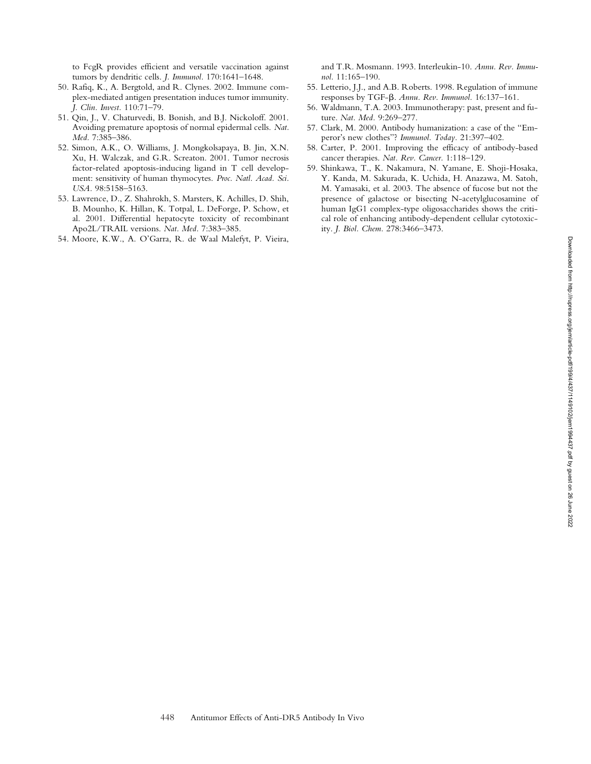to FcgR provides efficient and versatile vaccination against tumors by dendritic cells. *J. Immunol.* 170:1641–1648.

50. Rafiq, K., A. Bergtold, and R. Clynes. 2002. Immune complex-mediated antigen presentation induces tumor immunity. *J. Clin. Invest.* 110:71–79.
51. Qin, J., V. Chaturvedi, B. Bonish, and B.J. Nickoloff. 2001. Avoiding premature apoptosis of normal epidermal cells. *Nat. Med.* 7:385–386.
52. Simon, A.K., O. Williams, J. Mongkolsapaya, B. Jin, X.N. Xu, H. Walczak, and G.R. Screaton. 2001. Tumor necrosis factor-related apoptosis-inducing ligand in T cell development: sensitivity of human thymocytes. *Proc. Natl. Acad. Sci. USA.* 98:5158–5163.
53. Lawrence, D., Z. Shahrokh, S. Marsters, K. Achilles, D. Shih, B. Mounho, K. Hillan, K. Totpal, L. DeForge, P. Schow, et al. 2001. Differential hepatocyte toxicity of recombinant Apo2L/TRAIL versions. *Nat. Med.* 7:383–385.
54. Moore, K.W., A. O'Garra, R. de Waal Malefyt, P. Vieira, and T.R. Mosmann. 1993. Interleukin-10. *Annu. Rev. Immunol.* 11:165–190.
55. Letterio, J.J., and A.B. Roberts. 1998. Regulation of immune responses by TGF-β. *Annu. Rev. Immunol.* 16:137–161.
56. Waldmann, T.A. 2003. Immunotherapy: past, present and future. *Nat. Med.* 9:269–277.
57. Clark, M. 2000. Antibody humanization: a case of the "Emperor's new clothes"? *Immunol. Today.* 21:397–402.
58. Carter, P. 2001. Improving the efficacy of antibody-based cancer therapies. *Nat. Rev. Cancer.* 1:118–129.
59. Shinkawa, T., K. Nakamura, N. Yamane, E. Shoji-Hosaka, Y. Kanda, M. Sakurada, K. Uchida, H. Anazawa, M. Satoh, M. Yamasaki, et al. 2003. The absence of fucose but not the presence of galactose or bisecting N-acetylglucosamine of human IgG1 complex-type oligosaccharides shows the critical role of enhancing antibody-dependent cellular cytotoxicity. *J. Biol. Chem.* 278:3466–3473.